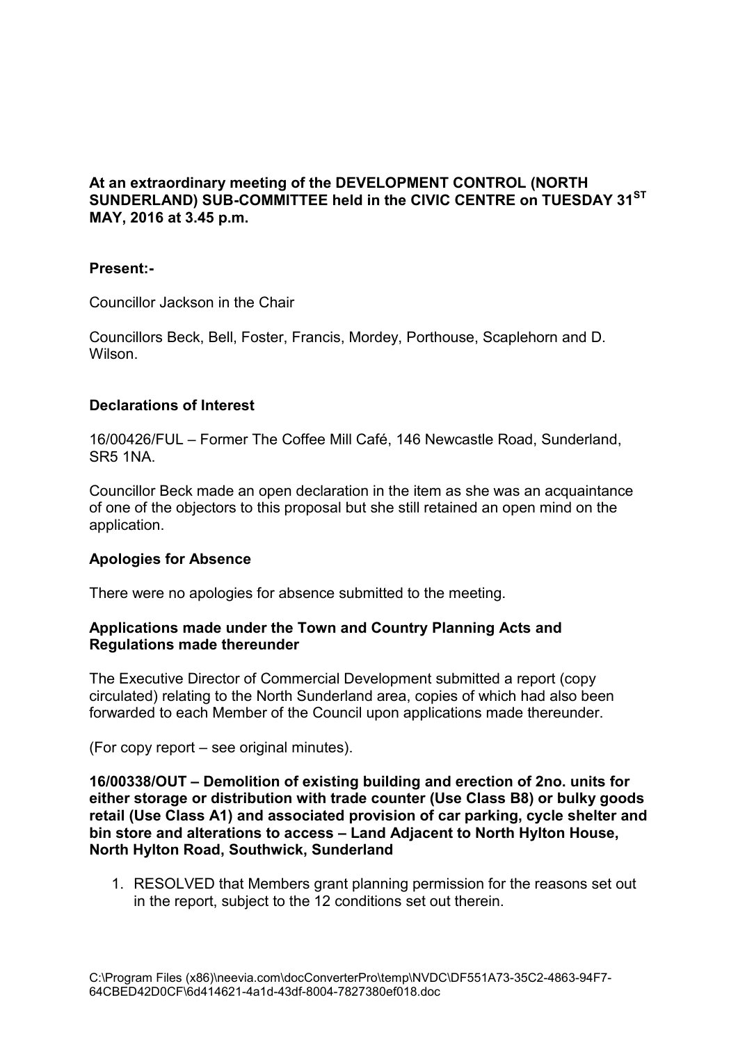**At an extraordinary meeting of the DEVELOPMENT CONTROL (NORTH SUNDERLAND) SUB-COMMITTEE held in the CIVIC CENTRE on TUESDAY 31ST MAY, 2016 at 3.45 p.m.**

**Present:-**

Councillor Jackson in the Chair

Councillors Beck, Bell, Foster, Francis, Mordey, Porthouse, Scaplehorn and D. Wilson.

**Declarations of Interest**

16/00426/FUL – Former The Coffee Mill Café, 146 Newcastle Road, Sunderland, SR5 1NA.

Councillor Beck made an open declaration in the item as she was an acquaintance of one of the objectors to this proposal but she still retained an open mind on the application.

**Apologies for Absence**

There were no apologies for absence submitted to the meeting.

**Applications made under the Town and Country Planning Acts and Regulations made thereunder**

The Executive Director of Commercial Development submitted a report (copy circulated) relating to the North Sunderland area, copies of which had also been forwarded to each Member of the Council upon applications made thereunder.

(For copy report – see original minutes).

**16/00338/OUT – Demolition of existing building and erection of 2no. units for either storage or distribution with trade counter (Use Class B8) or bulky goods retail (Use Class A1) and associated provision of car parking, cycle shelter and bin store and alterations to access – Land Adjacent to North Hylton House, North Hylton Road, Southwick, Sunderland**

1. RESOLVED that Members grant planning permission for the reasons set out in the report, subject to the 12 conditions set out therein.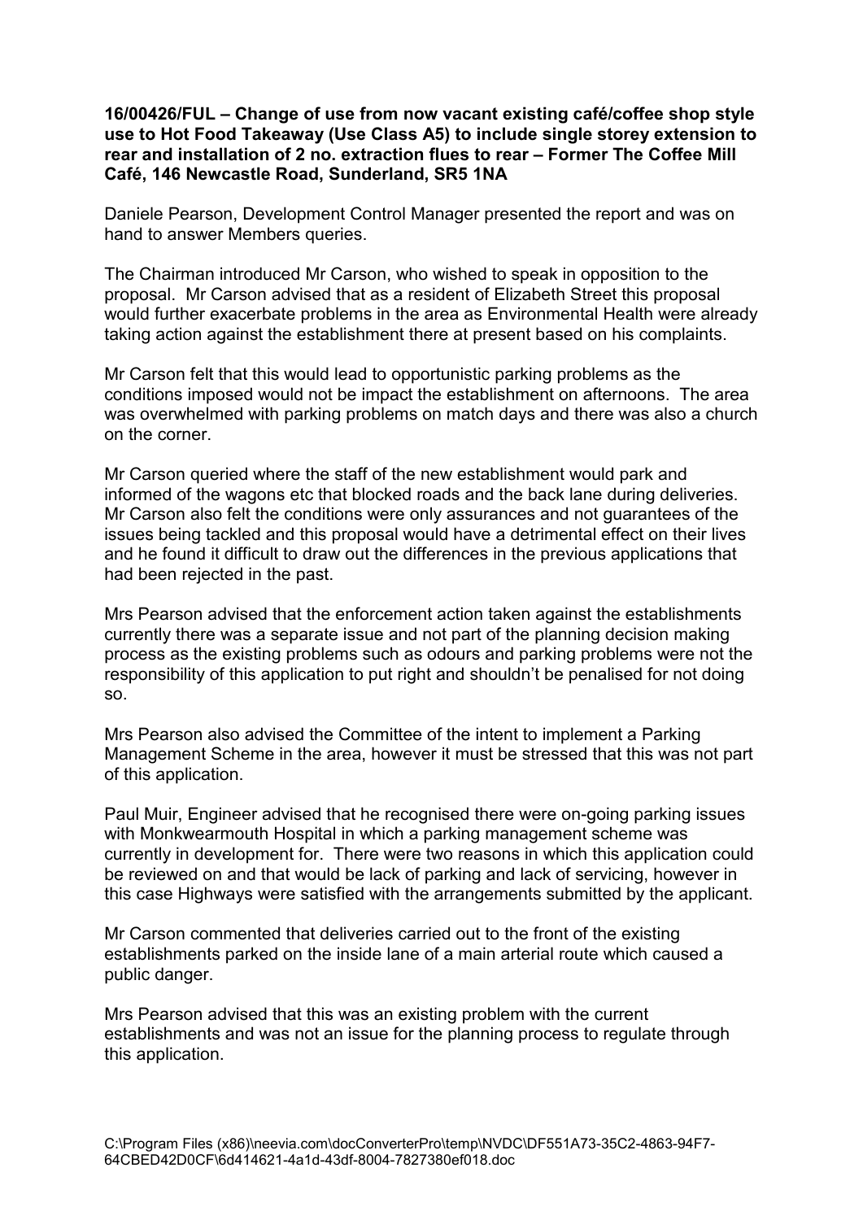**16/00426/FUL – Change of use from now vacant existing café/coffee shop style use to Hot Food Takeaway (Use Class A5) to include single storey extension to rear and installation of 2 no. extraction flues to rear – Former The Coffee Mill Café, 146 Newcastle Road, Sunderland, SR5 1NA**

Daniele Pearson, Development Control Manager presented the report and was on hand to answer Members queries.

The Chairman introduced Mr Carson, who wished to speak in opposition to the proposal. Mr Carson advised that as a resident of Elizabeth Street this proposal would further exacerbate problems in the area as Environmental Health were already taking action against the establishment there at present based on his complaints.

Mr Carson felt that this would lead to opportunistic parking problems as the conditions imposed would not be impact the establishment on afternoons. The area was overwhelmed with parking problems on match days and there was also a church on the corner.

Mr Carson queried where the staff of the new establishment would park and informed of the wagons etc that blocked roads and the back lane during deliveries. Mr Carson also felt the conditions were only assurances and not guarantees of the issues being tackled and this proposal would have a detrimental effect on their lives and he found it difficult to draw out the differences in the previous applications that had been rejected in the past.

Mrs Pearson advised that the enforcement action taken against the establishments currently there was a separate issue and not part of the planning decision making process as the existing problems such as odours and parking problems were not the responsibility of this application to put right and shouldn't be penalised for not doing so.

Mrs Pearson also advised the Committee of the intent to implement a Parking Management Scheme in the area, however it must be stressed that this was not part of this application.

Paul Muir, Engineer advised that he recognised there were on-going parking issues with Monkwearmouth Hospital in which a parking management scheme was currently in development for. There were two reasons in which this application could be reviewed on and that would be lack of parking and lack of servicing, however in this case Highways were satisfied with the arrangements submitted by the applicant.

Mr Carson commented that deliveries carried out to the front of the existing establishments parked on the inside lane of a main arterial route which caused a public danger.

Mrs Pearson advised that this was an existing problem with the current establishments and was not an issue for the planning process to regulate through this application.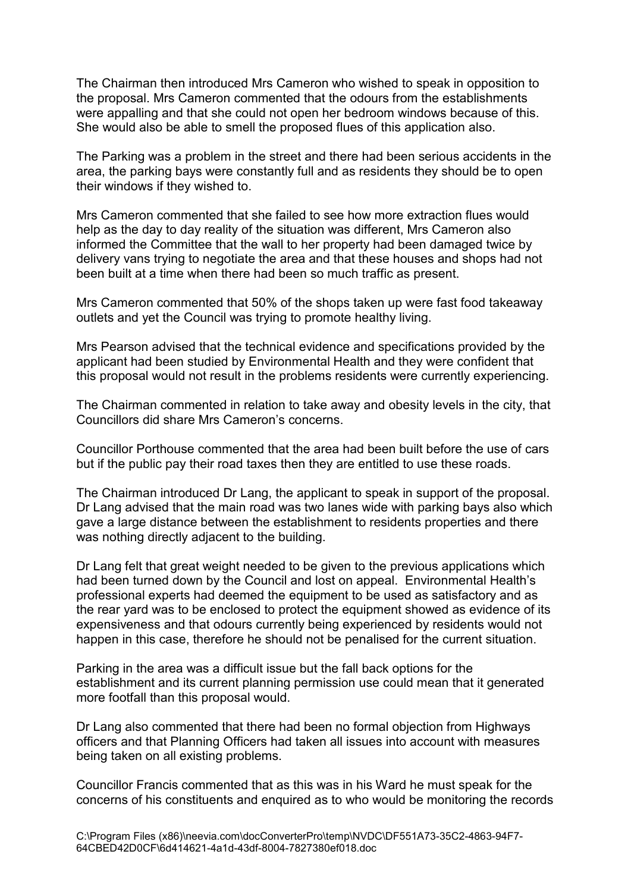The Chairman then introduced Mrs Cameron who wished to speak in opposition to the proposal. Mrs Cameron commented that the odours from the establishments were appalling and that she could not open her bedroom windows because of this. She would also be able to smell the proposed flues of this application also.

The Parking was a problem in the street and there had been serious accidents in the area, the parking bays were constantly full and as residents they should be to open their windows if they wished to.

Mrs Cameron commented that she failed to see how more extraction flues would help as the day to day reality of the situation was different, Mrs Cameron also informed the Committee that the wall to her property had been damaged twice by delivery vans trying to negotiate the area and that these houses and shops had not been built at a time when there had been so much traffic as present.

Mrs Cameron commented that 50% of the shops taken up were fast food takeaway outlets and yet the Council was trying to promote healthy living.

Mrs Pearson advised that the technical evidence and specifications provided by the applicant had been studied by Environmental Health and they were confident that this proposal would not result in the problems residents were currently experiencing.

The Chairman commented in relation to take away and obesity levels in the city, that Councillors did share Mrs Cameron's concerns.

Councillor Porthouse commented that the area had been built before the use of cars but if the public pay their road taxes then they are entitled to use these roads.

The Chairman introduced Dr Lang, the applicant to speak in support of the proposal. Dr Lang advised that the main road was two lanes wide with parking bays also which gave a large distance between the establishment to residents properties and there was nothing directly adjacent to the building.

Dr Lang felt that great weight needed to be given to the previous applications which had been turned down by the Council and lost on appeal. Environmental Health's professional experts had deemed the equipment to be used as satisfactory and as the rear yard was to be enclosed to protect the equipment showed as evidence of its expensiveness and that odours currently being experienced by residents would not happen in this case, therefore he should not be penalised for the current situation.

Parking in the area was a difficult issue but the fall back options for the establishment and its current planning permission use could mean that it generated more footfall than this proposal would.

Dr Lang also commented that there had been no formal objection from Highways officers and that Planning Officers had taken all issues into account with measures being taken on all existing problems.

Councillor Francis commented that as this was in his Ward he must speak for the concerns of his constituents and enquired as to who would be monitoring the records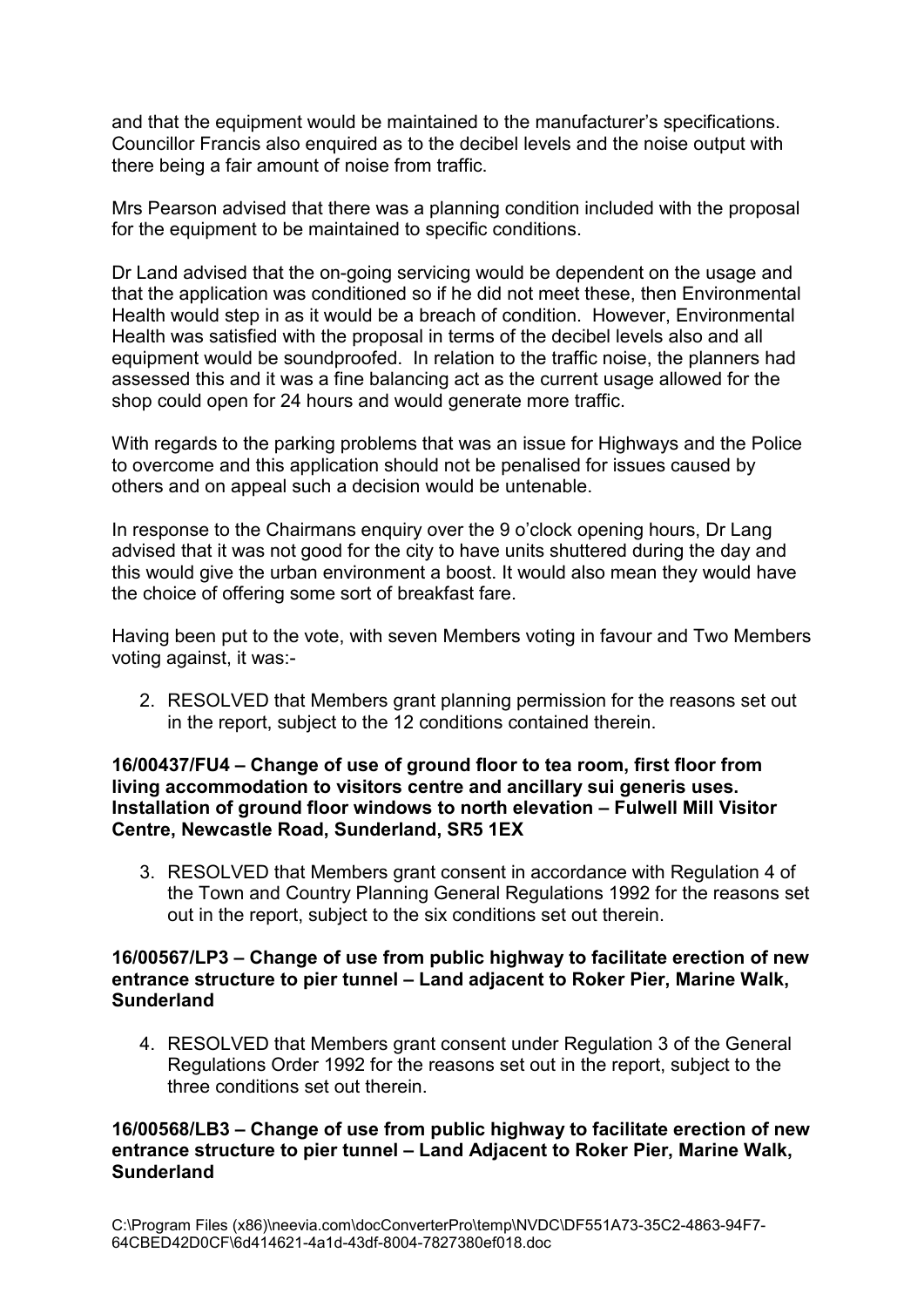and that the equipment would be maintained to the manufacturer's specifications. Councillor Francis also enquired as to the decibel levels and the noise output with there being a fair amount of noise from traffic.

Mrs Pearson advised that there was a planning condition included with the proposal for the equipment to be maintained to specific conditions.

Dr Land advised that the on-going servicing would be dependent on the usage and that the application was conditioned so if he did not meet these, then Environmental Health would step in as it would be a breach of condition. However, Environmental Health was satisfied with the proposal in terms of the decibel levels also and all equipment would be soundproofed. In relation to the traffic noise, the planners had assessed this and it was a fine balancing act as the current usage allowed for the shop could open for 24 hours and would generate more traffic.

With regards to the parking problems that was an issue for Highways and the Police to overcome and this application should not be penalised for issues caused by others and on appeal such a decision would be untenable.

In response to the Chairmans enquiry over the 9 o'clock opening hours, Dr Lang advised that it was not good for the city to have units shuttered during the day and this would give the urban environment a boost. It would also mean they would have the choice of offering some sort of breakfast fare.

Having been put to the vote, with seven Members voting in favour and Two Members voting against, it was:-

2. RESOLVED that Members grant planning permission for the reasons set out in the report, subject to the 12 conditions contained therein.

**16/00437/FU4 – Change of use of ground floor to tea room, first floor from living accommodation to visitors centre and ancillary sui generis uses. Installation of ground floor windows to north elevation – Fulwell Mill Visitor Centre, Newcastle Road, Sunderland, SR5 1EX**

3. RESOLVED that Members grant consent in accordance with Regulation 4 of the Town and Country Planning General Regulations 1992 for the reasons set out in the report, subject to the six conditions set out therein.

**16/00567/LP3 – Change of use from public highway to facilitate erection of new entrance structure to pier tunnel – Land adjacent to Roker Pier, Marine Walk, Sunderland**

4. RESOLVED that Members grant consent under Regulation 3 of the General Regulations Order 1992 for the reasons set out in the report, subject to the three conditions set out therein.

**16/00568/LB3 – Change of use from public highway to facilitate erection of new entrance structure to pier tunnel – Land Adjacent to Roker Pier, Marine Walk, Sunderland**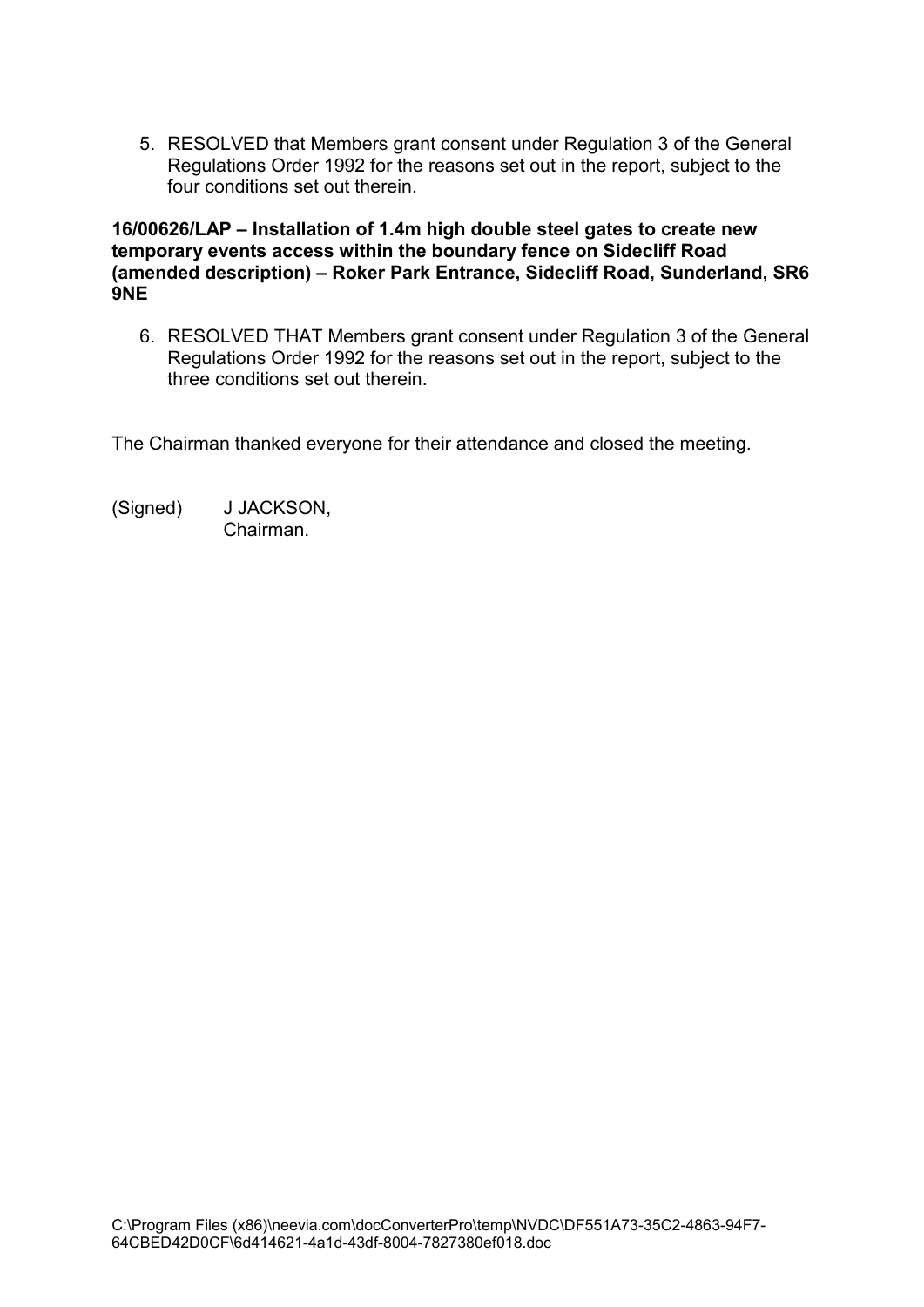5. RESOLVED that Members grant consent under Regulation 3 of the General Regulations Order 1992 for the reasons set out in the report, subject to the four conditions set out therein.

**16/00626/LAP – Installation of 1.4m high double steel gates to create new temporary events access within the boundary fence on Sidecliff Road (amended description) – Roker Park Entrance, Sidecliff Road, Sunderland, SR6 9NE**

6. RESOLVED THAT Members grant consent under Regulation 3 of the General Regulations Order 1992 for the reasons set out in the report, subject to the three conditions set out therein.

The Chairman thanked everyone for their attendance and closed the meeting.

(Signed) J JACKSON,
Chairman.